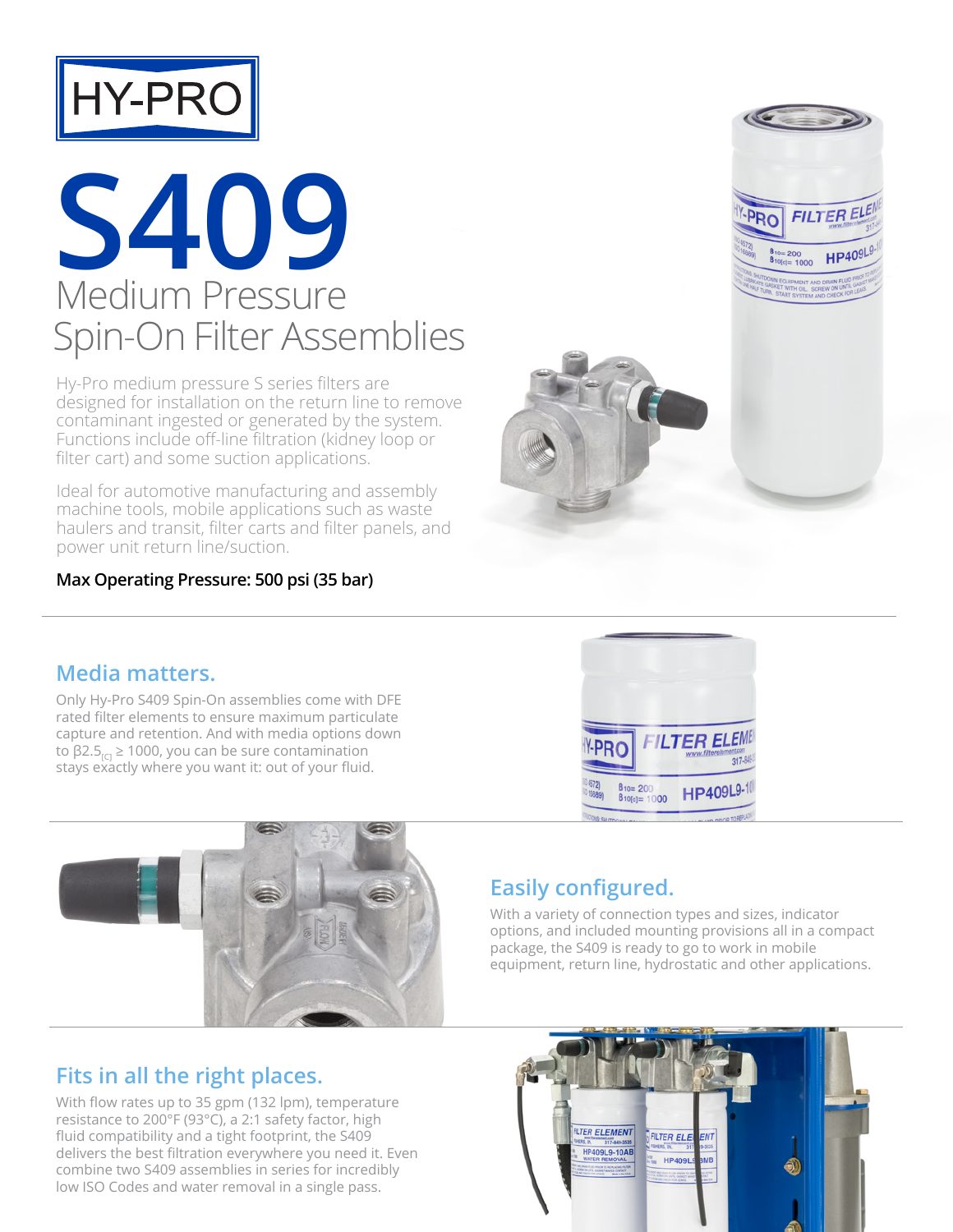HY-PRO

# S409

## Medium Pressure Spin-On Filter Assemblies

Hy-Pro medium pressure S series filters are designed for installation on the return line to remove contaminant ingested or generated by the system. Functions include off-line filtration (kidney loop or filter cart) and some suction applications.

Ideal for automotive manufacturing and assembly machine tools, mobile applications such as waste haulers and transit, filter carts and filter panels, and power unit return line/suction.

**Max Operating Pressure: 500 psi (35 bar)**

## Media matters.

Only Hy-Pro S409 Spin-On assemblies come with DFE rated filter elements to ensure maximum particulate capture and retention. And with media options down to $\beta 2.5_{[C]} \geq 1000$, you can be sure contamination stays exactly where you want it: out of your fluid.

## Easily configured.

With a variety of connection types and sizes, indicator options, and included mounting provisions all in a compact package, the S409 is ready to go to work in mobile equipment, return line, hydrostatic and other applications.

## Fits in all the right places.

With flow rates up to 35 gpm (132 lpm), temperature resistance to 200°F (93°C), a 2:1 safety factor, high fluid compatibility and a tight footprint, the S409 delivers the best filtration everywhere you need it. Even combine two S409 assemblies in series for incredibly low ISO Codes and water removal in a single pass.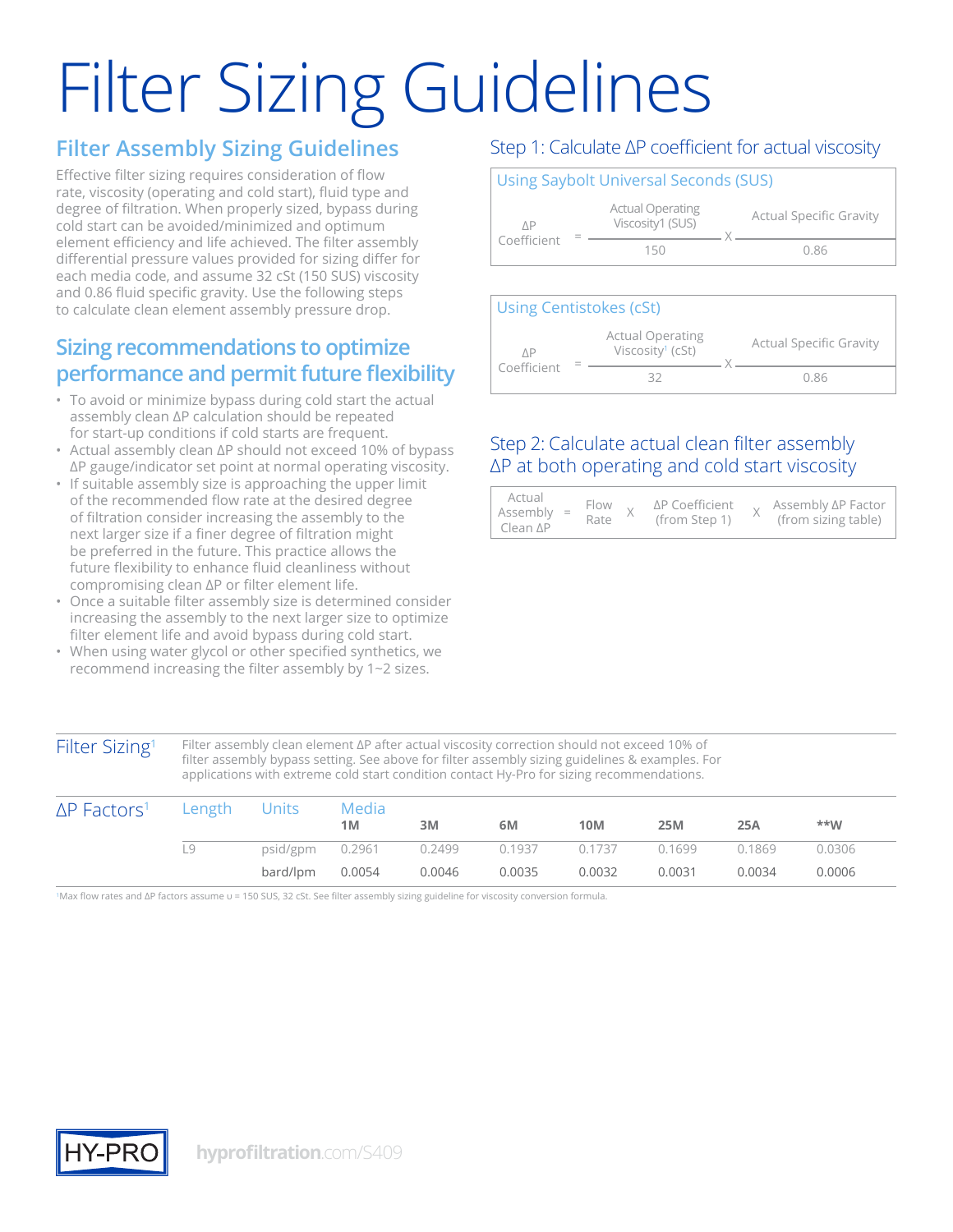／# Filter Sizing Guidelines

## Filter Assembly Sizing Guidelines

Effective filter sizing requires consideration of flow rate, viscosity (operating and cold start), fluid type and degree of filtration. When properly sized, bypass during cold start can be avoided/minimized and optimum element efficiency and life achieved. The filter assembly differential pressure values provided for sizing differ for each media code, and assume 32 cSt (150 SUS) viscosity and 0.86 fluid specific gravity. Use the following steps to calculate clean element assembly pressure drop.

## Sizing recommendations to optimize performance and permit future flexibility

- To avoid or minimize bypass during cold start the actual assembly clean ΔP calculation should be repeated for start-up conditions if cold starts are frequent.
- Actual assembly clean ΔP should not exceed 10% of bypass ΔP gauge/indicator set point at normal operating viscosity.
- If suitable assembly size is approaching the upper limit of the recommended flow rate at the desired degree of filtration consider increasing the assembly to the next larger size if a finer degree of filtration might be preferred in the future. This practice allows the future flexibility to enhance fluid cleanliness without compromising clean ΔP or filter element life.
- Once a suitable filter assembly size is determined consider increasing the assembly to the next larger size to optimize filter element life and avoid bypass during cold start.
- When using water glycol or other specified synthetics, we recommend increasing the filter assembly by 1~2 sizes.

## Step 1: Calculate ΔP coefficient for actual viscosity

### Using Saybolt Universal Seconds (SUS)

$$\Delta P \text{ Coefficient} = \frac{\text{Actual Operating Viscosity1 (SUS)}}{150} \times \frac{\text{Actual Specific Gravity}}{0.86}$$

### Using Centistokes (cSt)

$$\Delta P \text{ Coefficient} = \frac{\text{Actual Operating Viscosity}^{1}\text{ (cSt)}}{32} \times \frac{\text{Actual Specific Gravity}}{0.86}$$

## Step 2: Calculate actual clean filter assembly ΔP at both operating and cold start viscosity

$$\text{Actual Assembly Clean } \Delta P = \text{Flow Rate} \times \Delta P \text{ Coefficient (from Step 1)} \times \text{Assembly } \Delta P \text{ Factor (from sizing table)}$$

## Filter Sizing[1]

Filter assembly clean element ΔP after actual viscosity correction should not exceed 10% of filter assembly bypass setting. See above for filter assembly sizing guidelines & examples. For applications with extreme cold start condition contact Hy-Pro for sizing recommendations.

| ΔP Factors[1] | Length | Units | Media 1M | 3M | 6M | 10M | 25M | 25A | **W |
|---|---|---|---|---|---|---|---|---|---|
| | L9 | psid/gpm | 0.2961 | 0.2499 | 0.1937 | 0.1737 | 0.1699 | 0.1869 | 0.0306 |
| | | bard/lpm | 0.0054 | 0.0046 | 0.0035 | 0.0032 | 0.0031 | 0.0034 | 0.0006 |

[1]Max flow rates and ΔP factors assume υ = 150 SUS, 32 cSt. See filter assembly sizing guideline for viscosity conversion formula.

HY-PRO hyprofiltration.com/S409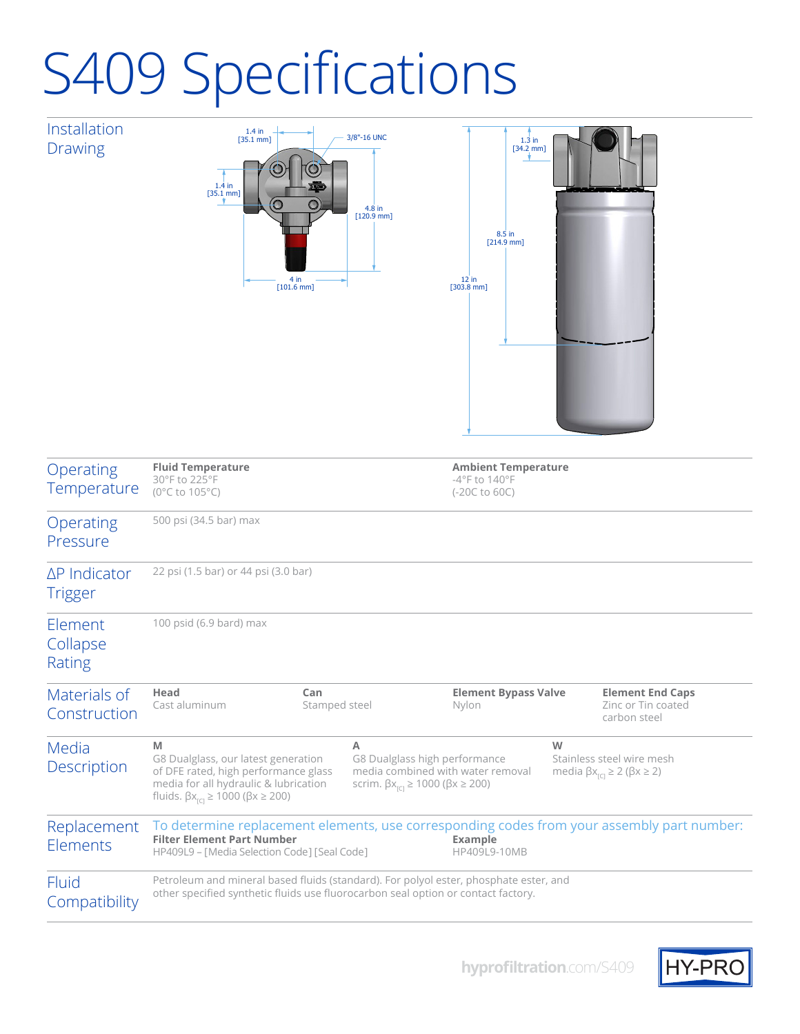# S409 Specifications

## Installation Drawing

1.4 in [35.1 mm]

3/8"-16 UNC

1.4 in [35.1 mm]

4.8 in [120.9 mm]

4 in [101.6 mm]

1.3 in [34.2 mm]

8.5 in [214.9 mm]

12 in [303.8 mm]

## Operating Temperature

**Fluid Temperature**
30°F to 225°F
(0°C to 105°C)

**Ambient Temperature**
-4°F to 140°F
(-20C to 60C)

## Operating Pressure

500 psi (34.5 bar) max

## ΔP Indicator Trigger

22 psi (1.5 bar) or 44 psi (3.0 bar)

## Element Collapse Rating

100 psid (6.9 bard) max

## Materials of Construction

| Head | Can | Element Bypass Valve | Element End Caps |
|---|---|---|---|
| Cast aluminum | Stamped steel | Nylon | Zinc or Tin coated carbon steel |

## Media Description

**M**
G8 Dualglass, our latest generation of DFE rated, high performance glass media for all hydraulic & lubrication fluids. $\beta x_{[C]} \geq 1000$ ($\beta x \geq 200$)

**A**
G8 Dualglass high performance media combined with water removal scrim. $\beta x_{[C]} \geq 1000$ ($\beta x \geq 200$)

**W**
Stainless steel wire mesh media $\beta x_{[C]} \geq 2$ ($\beta x \geq 2$)

## Replacement Elements

To determine replacement elements, use corresponding codes from your assembly part number:

**Filter Element Part Number**
HP409L9 – [Media Selection Code] [Seal Code]

**Example**
HP409L9-10MB

## Fluid Compatibility

Petroleum and mineral based fluids (standard). For polyol ester, phosphate ester, and other specified synthetic fluids use fluorocarbon seal option or contact factory.

hyprofiltration.com/S409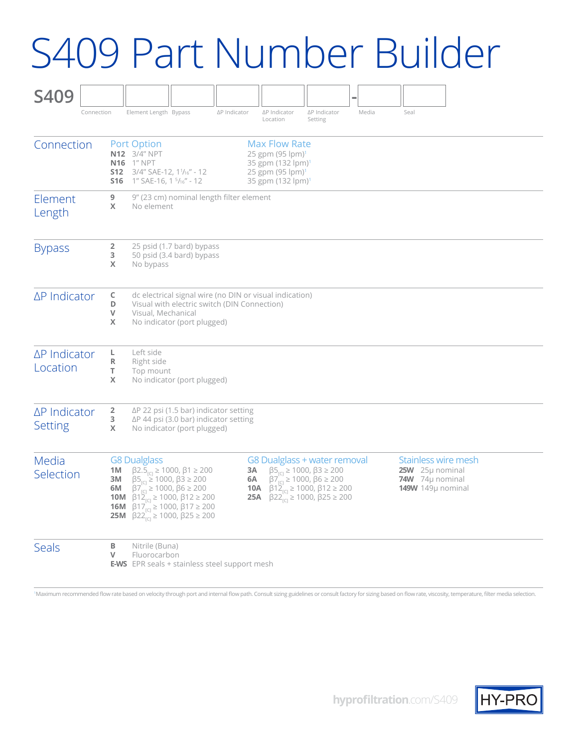# S409 Part Number Builder

**S409** [ Connection ] [ Element Length ] [ Bypass ] [ ΔP Indicator ] [ ΔP Indicator Location ] [ ΔP Indicator Setting ] - [ Media ] [ Seal ]

## Connection

| Port Option | | Max Flow Rate |
|---|---|---|
| **N12** | 3/4" NPT | 25 gpm (95 lpm)[1] |
| **N16** | 1" NPT | 35 gpm (132 lpm)[1] |
| **S12** | 3/4" SAE-12, 1¹/₁₆" - 12 | 25 gpm (95 lpm)[1] |
| **S16** | 1" SAE-16, 1 ⁵/₁₆" - 12 | 35 gpm (132 lpm)[1] |

## Element Length

**9** 9" (23 cm) nominal length filter element
**X** No element

## Bypass

**2** 25 psid (1.7 bard) bypass
**3** 50 psid (3.4 bard) bypass
**X** No bypass

## ΔP Indicator

**C** dc electrical signal wire (no DIN or visual indication)
**D** Visual with electric switch (DIN Connection)
**V** Visual, Mechanical
**X** No indicator (port plugged)

## ΔP Indicator Location

**L** Left side
**R** Right side
**T** Top mount
**X** No indicator (port plugged)

## ΔP Indicator Setting

**2** ΔP 22 psi (1.5 bar) indicator setting
**3** ΔP 44 psi (3.0 bar) indicator setting
**X** No indicator (port plugged)

## Media Selection

**G8 Dualglass**

**1M** $\beta 2.5_{[C]} \geq 1000$, $\beta 1 \geq 200$
**3M** $\beta 5_{[C]} \geq 1000$, $\beta 3 \geq 200$
**6M** $\beta 7_{[C]} \geq 1000$, $\beta 6 \geq 200$
**10M** $\beta 12_{[C]} \geq 1000$, $\beta 12 \geq 200$
**16M** $\beta 17_{[C]} \geq 1000$, $\beta 17 \geq 200$
**25M** $\beta 22_{[C]} \geq 1000$, $\beta 25 \geq 200$

**G8 Dualglass + water removal**

**3A** $\beta 5_{[C]} \geq 1000$, $\beta 3 \geq 200$
**6A** $\beta 7_{[C]} \geq 1000$, $\beta 6 \geq 200$
**10A** $\beta 12_{[C]} \geq 1000$, $\beta 12 \geq 200$
**25A** $\beta 22_{[C]} \geq 1000$, $\beta 25 \geq 200$

**Stainless wire mesh**

**25W** 25µ nominal
**74W** 74µ nominal
**149W** 149µ nominal

## Seals

**B** Nitrile (Buna)
**V** Fluorocarbon
**E-WS** EPR seals + stainless steel support mesh

[1]Maximum recommended flow rate based on velocity through port and internal flow path. Consult sizing guidelines or consult factory for sizing based on flow rate, viscosity, temperature, filter media selection.

hyprofiltration.com/S409

HY-PRO